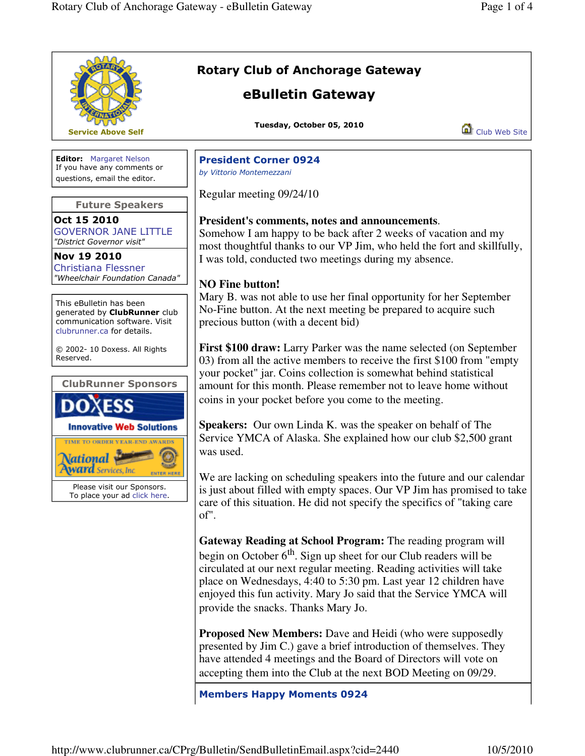# Rotary Club of Anchorage Gateway

## eBulletin Gateway

**Tuesday, October 05, 2010**

Service Above Self

Club Web Site

**Editor:** Margaret Nelson
If you have any comments or questions, email the editor.

### Future Speakers

**Oct 15 2010**
GOVERNOR JANE LITTLE
*"District Governor visit"*

**Nov 19 2010**
Christiana Flessner
*"Wheelchair Foundation Canada"*

This eBulletin has been generated by **ClubRunner** club communication software. Visit clubrunner.ca for details.

© 2002- 10 Doxess. All Rights Reserved.

### ClubRunner Sponsors

DOXESS Innovative Web Solutions

TIME TO ORDER YEAR-END AWARDS National Award Services, Inc. ENTER HERE

Please visit our Sponsors.
To place your ad click here.

## President Corner 0924

*by Vittorio Montemezzani*

Regular meeting 09/24/10

**President's comments, notes and announcements**.
Somehow I am happy to be back after 2 weeks of vacation and my most thoughtful thanks to our VP Jim, who held the fort and skillfully, I was told, conducted two meetings during my absence.

**NO Fine button!**
Mary B. was not able to use her final opportunity for her September No-Fine button. At the next meeting be prepared to acquire such precious button (with a decent bid)

**First $100 draw:** Larry Parker was the name selected (on September 03) from all the active members to receive the first $100 from "empty your pocket" jar. Coins collection is somewhat behind statistical amount for this month. Please remember not to leave home without coins in your pocket before you come to the meeting.

**Speakers:** Our own Linda K. was the speaker on behalf of The Service YMCA of Alaska. She explained how our club $2,500 grant was used.

We are lacking on scheduling speakers into the future and our calendar is just about filled with empty spaces. Our VP Jim has promised to take care of this situation. He did not specify the specifics of "taking care of".

**Gateway Reading at School Program:** The reading program will begin on October 6th. Sign up sheet for our Club readers will be circulated at our next regular meeting. Reading activities will take place on Wednesdays, 4:40 to 5:30 pm. Last year 12 children have enjoyed this fun activity. Mary Jo said that the Service YMCA will provide the snacks. Thanks Mary Jo.

**Proposed New Members:** Dave and Heidi (who were supposedly presented by Jim C.) gave a brief introduction of themselves. They have attended 4 meetings and the Board of Directors will vote on accepting them into the Club at the next BOD Meeting on 09/29.

## Members Happy Moments 0924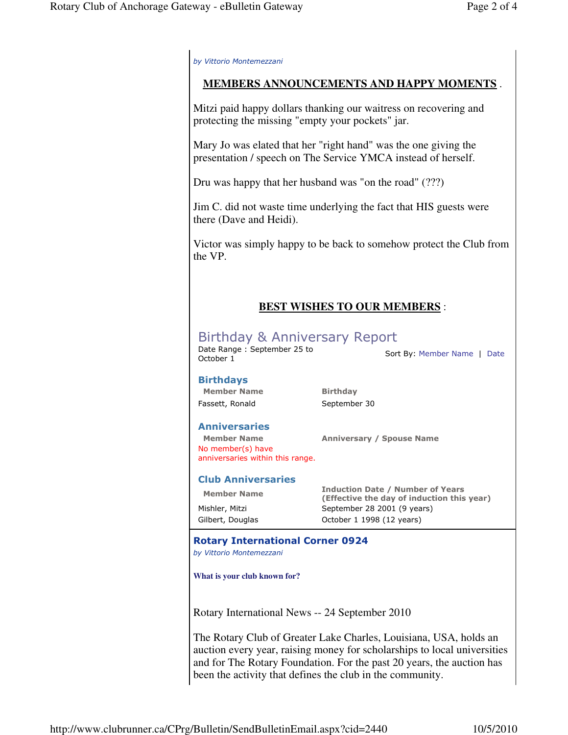*by Vittorio Montemezzani*

## MEMBERS ANNOUNCEMENTS AND HAPPY MOMENTS .

Mitzi paid happy dollars thanking our waitress on recovering and protecting the missing "empty your pockets" jar.

Mary Jo was elated that her "right hand" was the one giving the presentation / speech on The Service YMCA instead of herself.

Dru was happy that her husband was "on the road" (???)

Jim C. did not waste time underlying the fact that HIS guests were there (Dave and Heidi).

Victor was simply happy to be back to somehow protect the Club from the VP.

## BEST WISHES TO OUR MEMBERS :

### Birthday & Anniversary Report

Date Range : September 25 to October 1

Sort By: Member Name | Date

#### Birthdays

| Member Name | Birthday |
| --- | --- |
| Fassett, Ronald | September 30 |

#### Anniversaries

| Member Name | Anniversary / Spouse Name |
| --- | --- |
| No member(s) have anniversaries within this range. | |

#### Club Anniversaries

| Member Name | Induction Date / Number of Years (Effective the day of induction this year) |
| --- | --- |
| Mishler, Mitzi | September 28 2001 (9 years) |
| Gilbert, Douglas | October 1 1998 (12 years) |

## Rotary International Corner 0924

*by Vittorio Montemezzani*

**What is your club known for?**

Rotary International News -- 24 September 2010

The Rotary Club of Greater Lake Charles, Louisiana, USA, holds an auction every year, raising money for scholarships to local universities and for The Rotary Foundation. For the past 20 years, the auction has been the activity that defines the club in the community.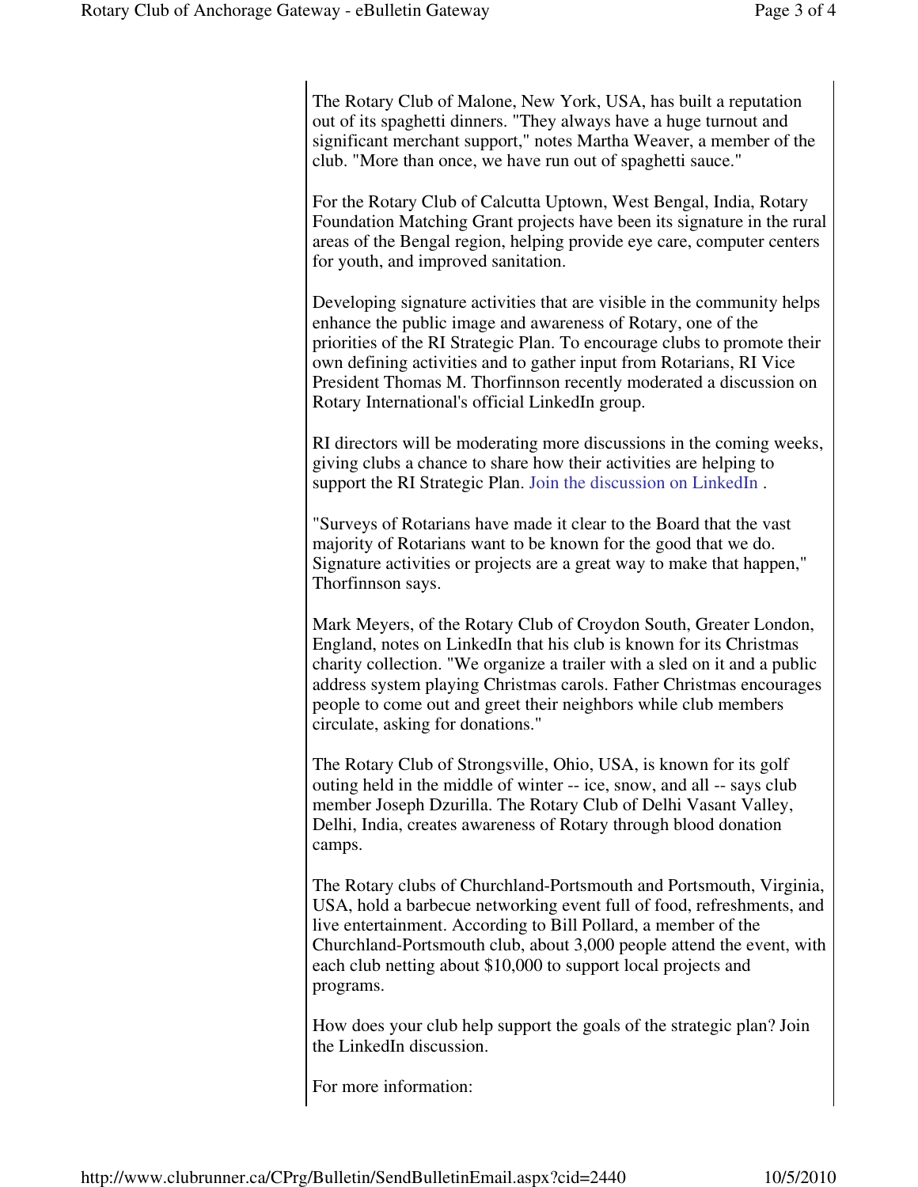The Rotary Club of Malone, New York, USA, has built a reputation out of its spaghetti dinners. "They always have a huge turnout and significant merchant support," notes Martha Weaver, a member of the club. "More than once, we have run out of spaghetti sauce."

For the Rotary Club of Calcutta Uptown, West Bengal, India, Rotary Foundation Matching Grant projects have been its signature in the rural areas of the Bengal region, helping provide eye care, computer centers for youth, and improved sanitation.

Developing signature activities that are visible in the community helps enhance the public image and awareness of Rotary, one of the priorities of the RI Strategic Plan. To encourage clubs to promote their own defining activities and to gather input from Rotarians, RI Vice President Thomas M. Thorfinnson recently moderated a discussion on Rotary International's official LinkedIn group.

RI directors will be moderating more discussions in the coming weeks, giving clubs a chance to share how their activities are helping to support the RI Strategic Plan. Join the discussion on LinkedIn .

"Surveys of Rotarians have made it clear to the Board that the vast majority of Rotarians want to be known for the good that we do. Signature activities or projects are a great way to make that happen," Thorfinnson says.

Mark Meyers, of the Rotary Club of Croydon South, Greater London, England, notes on LinkedIn that his club is known for its Christmas charity collection. "We organize a trailer with a sled on it and a public address system playing Christmas carols. Father Christmas encourages people to come out and greet their neighbors while club members circulate, asking for donations."

The Rotary Club of Strongsville, Ohio, USA, is known for its golf outing held in the middle of winter -- ice, snow, and all -- says club member Joseph Dzurilla. The Rotary Club of Delhi Vasant Valley, Delhi, India, creates awareness of Rotary through blood donation camps.

The Rotary clubs of Churchland-Portsmouth and Portsmouth, Virginia, USA, hold a barbecue networking event full of food, refreshments, and live entertainment. According to Bill Pollard, a member of the Churchland-Portsmouth club, about 3,000 people attend the event, with each club netting about $10,000 to support local projects and programs.

How does your club help support the goals of the strategic plan? Join the LinkedIn discussion.

For more information: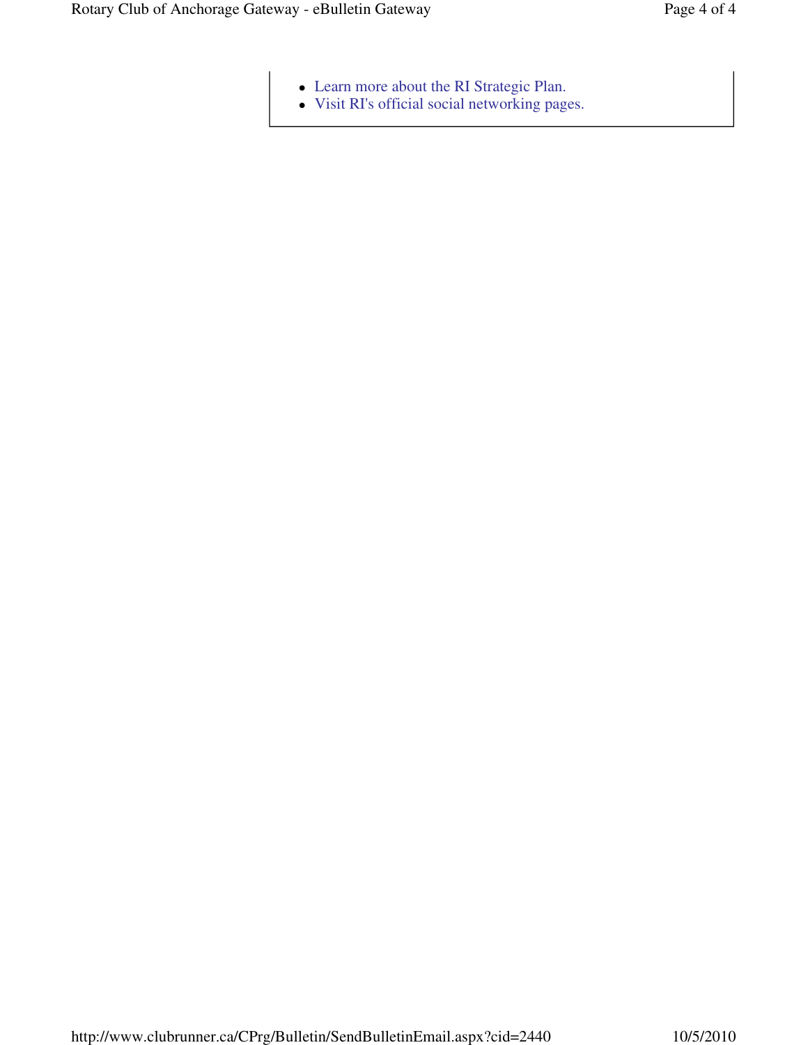- Learn more about the RI Strategic Plan.
- Visit RI's official social networking pages.